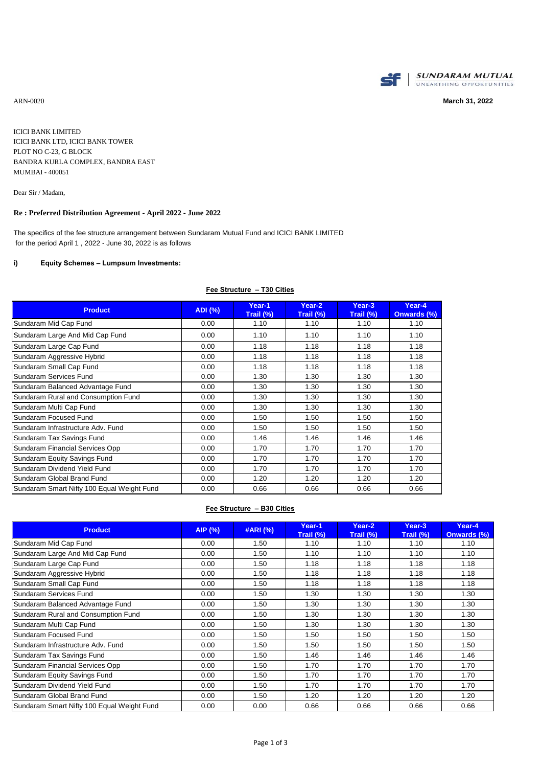SUNDARAM MUTUAL
UNEARTHING OPPORTUNITIES

ARN-0020

**March 31, 2022**

ICICI BANK LIMITED
ICICI BANK LTD, ICICI BANK TOWER
PLOT NO C-23, G BLOCK
BANDRA KURLA COMPLEX, BANDRA EAST
MUMBAI - 400051

Dear Sir / Madam,

**Re : Preferred Distribution Agreement - April 2022 - June 2022**

The specifics of the fee structure arrangement between Sundaram Mutual Fund and ICICI BANK LIMITED for the period April 1 , 2022 - June 30, 2022 is as follows

**i) Equity Schemes – Lumpsum Investments:**

**Fee Structure – T30 Cities**

| Product | ADI (%) | Year-1 Trail (%) | Year-2 Trail (%) | Year-3 Trail (%) | Year-4 Onwards (%) |
|---|---|---|---|---|---|
| Sundaram Mid Cap Fund | 0.00 | 1.10 | 1.10 | 1.10 | 1.10 |
| Sundaram Large And Mid Cap Fund | 0.00 | 1.10 | 1.10 | 1.10 | 1.10 |
| Sundaram Large Cap Fund | 0.00 | 1.18 | 1.18 | 1.18 | 1.18 |
| Sundaram Aggressive Hybrid | 0.00 | 1.18 | 1.18 | 1.18 | 1.18 |
| Sundaram Small Cap Fund | 0.00 | 1.18 | 1.18 | 1.18 | 1.18 |
| Sundaram Services Fund | 0.00 | 1.30 | 1.30 | 1.30 | 1.30 |
| Sundaram Balanced Advantage Fund | 0.00 | 1.30 | 1.30 | 1.30 | 1.30 |
| Sundaram Rural and Consumption Fund | 0.00 | 1.30 | 1.30 | 1.30 | 1.30 |
| Sundaram Multi Cap Fund | 0.00 | 1.30 | 1.30 | 1.30 | 1.30 |
| Sundaram Focused Fund | 0.00 | 1.50 | 1.50 | 1.50 | 1.50 |
| Sundaram Infrastructure Adv. Fund | 0.00 | 1.50 | 1.50 | 1.50 | 1.50 |
| Sundaram Tax Savings Fund | 0.00 | 1.46 | 1.46 | 1.46 | 1.46 |
| Sundaram Financial Services Opp | 0.00 | 1.70 | 1.70 | 1.70 | 1.70 |
| Sundaram Equity Savings Fund | 0.00 | 1.70 | 1.70 | 1.70 | 1.70 |
| Sundaram Dividend Yield Fund | 0.00 | 1.70 | 1.70 | 1.70 | 1.70 |
| Sundaram Global Brand Fund | 0.00 | 1.20 | 1.20 | 1.20 | 1.20 |
| Sundaram Smart Nifty 100 Equal Weight Fund | 0.00 | 0.66 | 0.66 | 0.66 | 0.66 |

**Fee Structure – B30 Cities**

| Product | AIP (%) | #ARI (%) | Year-1 Trail (%) | Year-2 Trail (%) | Year-3 Trail (%) | Year-4 Onwards (%) |
|---|---|---|---|---|---|---|
| Sundaram Mid Cap Fund | 0.00 | 1.50 | 1.10 | 1.10 | 1.10 | 1.10 |
| Sundaram Large And Mid Cap Fund | 0.00 | 1.50 | 1.10 | 1.10 | 1.10 | 1.10 |
| Sundaram Large Cap Fund | 0.00 | 1.50 | 1.18 | 1.18 | 1.18 | 1.18 |
| Sundaram Aggressive Hybrid | 0.00 | 1.50 | 1.18 | 1.18 | 1.18 | 1.18 |
| Sundaram Small Cap Fund | 0.00 | 1.50 | 1.18 | 1.18 | 1.18 | 1.18 |
| Sundaram Services Fund | 0.00 | 1.50 | 1.30 | 1.30 | 1.30 | 1.30 |
| Sundaram Balanced Advantage Fund | 0.00 | 1.50 | 1.30 | 1.30 | 1.30 | 1.30 |
| Sundaram Rural and Consumption Fund | 0.00 | 1.50 | 1.30 | 1.30 | 1.30 | 1.30 |
| Sundaram Multi Cap Fund | 0.00 | 1.50 | 1.30 | 1.30 | 1.30 | 1.30 |
| Sundaram Focused Fund | 0.00 | 1.50 | 1.50 | 1.50 | 1.50 | 1.50 |
| Sundaram Infrastructure Adv. Fund | 0.00 | 1.50 | 1.50 | 1.50 | 1.50 | 1.50 |
| Sundaram Tax Savings Fund | 0.00 | 1.50 | 1.46 | 1.46 | 1.46 | 1.46 |
| Sundaram Financial Services Opp | 0.00 | 1.50 | 1.70 | 1.70 | 1.70 | 1.70 |
| Sundaram Equity Savings Fund | 0.00 | 1.50 | 1.70 | 1.70 | 1.70 | 1.70 |
| Sundaram Dividend Yield Fund | 0.00 | 1.50 | 1.70 | 1.70 | 1.70 | 1.70 |
| Sundaram Global Brand Fund | 0.00 | 1.50 | 1.20 | 1.20 | 1.20 | 1.20 |
| Sundaram Smart Nifty 100 Equal Weight Fund | 0.00 | 0.00 | 0.66 | 0.66 | 0.66 | 0.66 |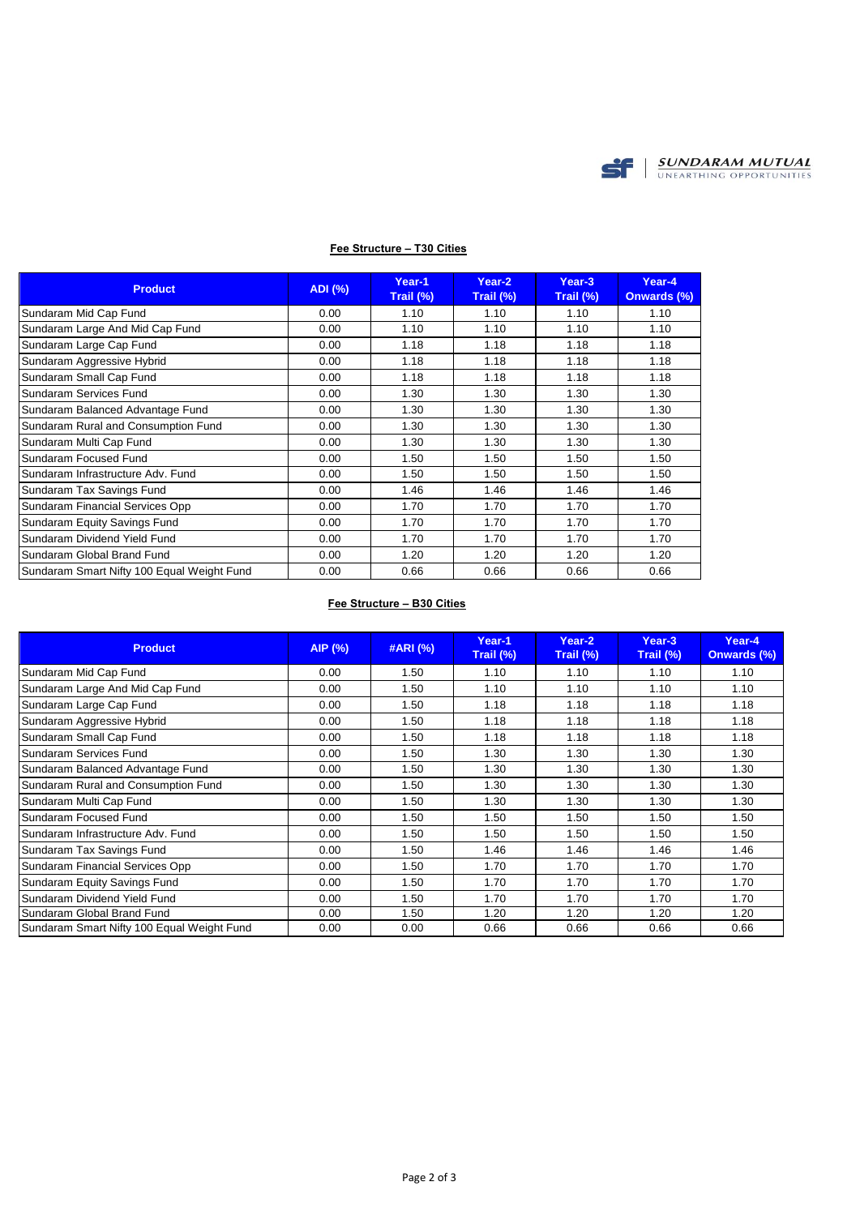**Fee Structure – T30 Cities**

| Product | ADI (%) | Year-1 Trail (%) | Year-2 Trail (%) | Year-3 Trail (%) | Year-4 Onwards (%) |
|---|---|---|---|---|---|
| Sundaram Mid Cap Fund | 0.00 | 1.10 | 1.10 | 1.10 | 1.10 |
| Sundaram Large And Mid Cap Fund | 0.00 | 1.10 | 1.10 | 1.10 | 1.10 |
| Sundaram Large Cap Fund | 0.00 | 1.18 | 1.18 | 1.18 | 1.18 |
| Sundaram Aggressive Hybrid | 0.00 | 1.18 | 1.18 | 1.18 | 1.18 |
| Sundaram Small Cap Fund | 0.00 | 1.18 | 1.18 | 1.18 | 1.18 |
| Sundaram Services Fund | 0.00 | 1.30 | 1.30 | 1.30 | 1.30 |
| Sundaram Balanced Advantage Fund | 0.00 | 1.30 | 1.30 | 1.30 | 1.30 |
| Sundaram Rural and Consumption Fund | 0.00 | 1.30 | 1.30 | 1.30 | 1.30 |
| Sundaram Multi Cap Fund | 0.00 | 1.30 | 1.30 | 1.30 | 1.30 |
| Sundaram Focused Fund | 0.00 | 1.50 | 1.50 | 1.50 | 1.50 |
| Sundaram Infrastructure Adv. Fund | 0.00 | 1.50 | 1.50 | 1.50 | 1.50 |
| Sundaram Tax Savings Fund | 0.00 | 1.46 | 1.46 | 1.46 | 1.46 |
| Sundaram Financial Services Opp | 0.00 | 1.70 | 1.70 | 1.70 | 1.70 |
| Sundaram Equity Savings Fund | 0.00 | 1.70 | 1.70 | 1.70 | 1.70 |
| Sundaram Dividend Yield Fund | 0.00 | 1.70 | 1.70 | 1.70 | 1.70 |
| Sundaram Global Brand Fund | 0.00 | 1.20 | 1.20 | 1.20 | 1.20 |
| Sundaram Smart Nifty 100 Equal Weight Fund | 0.00 | 0.66 | 0.66 | 0.66 | 0.66 |

**Fee Structure – B30 Cities**

| Product | AIP (%) | #ARI (%) | Year-1 Trail (%) | Year-2 Trail (%) | Year-3 Trail (%) | Year-4 Onwards (%) |
|---|---|---|---|---|---|---|
| Sundaram Mid Cap Fund | 0.00 | 1.50 | 1.10 | 1.10 | 1.10 | 1.10 |
| Sundaram Large And Mid Cap Fund | 0.00 | 1.50 | 1.10 | 1.10 | 1.10 | 1.10 |
| Sundaram Large Cap Fund | 0.00 | 1.50 | 1.18 | 1.18 | 1.18 | 1.18 |
| Sundaram Aggressive Hybrid | 0.00 | 1.50 | 1.18 | 1.18 | 1.18 | 1.18 |
| Sundaram Small Cap Fund | 0.00 | 1.50 | 1.18 | 1.18 | 1.18 | 1.18 |
| Sundaram Services Fund | 0.00 | 1.50 | 1.30 | 1.30 | 1.30 | 1.30 |
| Sundaram Balanced Advantage Fund | 0.00 | 1.50 | 1.30 | 1.30 | 1.30 | 1.30 |
| Sundaram Rural and Consumption Fund | 0.00 | 1.50 | 1.30 | 1.30 | 1.30 | 1.30 |
| Sundaram Multi Cap Fund | 0.00 | 1.50 | 1.30 | 1.30 | 1.30 | 1.30 |
| Sundaram Focused Fund | 0.00 | 1.50 | 1.50 | 1.50 | 1.50 | 1.50 |
| Sundaram Infrastructure Adv. Fund | 0.00 | 1.50 | 1.50 | 1.50 | 1.50 | 1.50 |
| Sundaram Tax Savings Fund | 0.00 | 1.50 | 1.46 | 1.46 | 1.46 | 1.46 |
| Sundaram Financial Services Opp | 0.00 | 1.50 | 1.70 | 1.70 | 1.70 | 1.70 |
| Sundaram Equity Savings Fund | 0.00 | 1.50 | 1.70 | 1.70 | 1.70 | 1.70 |
| Sundaram Dividend Yield Fund | 0.00 | 1.50 | 1.70 | 1.70 | 1.70 | 1.70 |
| Sundaram Global Brand Fund | 0.00 | 1.50 | 1.20 | 1.20 | 1.20 | 1.20 |
| Sundaram Smart Nifty 100 Equal Weight Fund | 0.00 | 0.00 | 0.66 | 0.66 | 0.66 | 0.66 |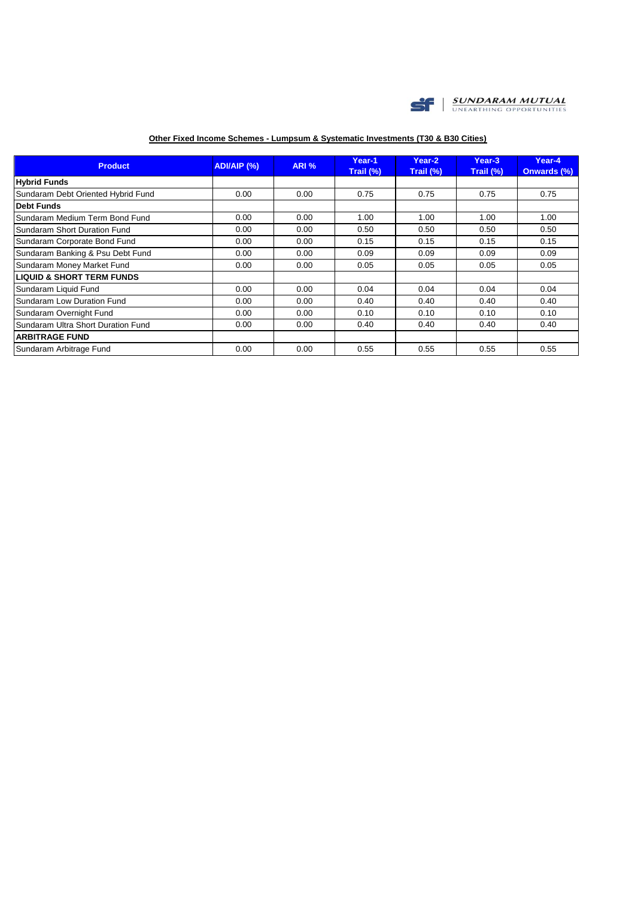SUNDARAM MUTUAL
UNEARTHING OPPORTUNITIES

**Other Fixed Income Schemes - Lumpsum & Systematic Investments (T30 & B30 Cities)**

| Product | ADI/AIP (%) | ARI % | Year-1 Trail (%) | Year-2 Trail (%) | Year-3 Trail (%) | Year-4 Onwards (%) |
|---|---|---|---|---|---|---|
| **Hybrid Funds** | | | | | | |
| Sundaram Debt Oriented Hybrid Fund | 0.00 | 0.00 | 0.75 | 0.75 | 0.75 | 0.75 |
| **Debt Funds** | | | | | | |
| Sundaram Medium Term Bond Fund | 0.00 | 0.00 | 1.00 | 1.00 | 1.00 | 1.00 |
| Sundaram Short Duration Fund | 0.00 | 0.00 | 0.50 | 0.50 | 0.50 | 0.50 |
| Sundaram Corporate Bond Fund | 0.00 | 0.00 | 0.15 | 0.15 | 0.15 | 0.15 |
| Sundaram Banking & Psu Debt Fund | 0.00 | 0.00 | 0.09 | 0.09 | 0.09 | 0.09 |
| Sundaram Money Market Fund | 0.00 | 0.00 | 0.05 | 0.05 | 0.05 | 0.05 |
| **LIQUID & SHORT TERM FUNDS** | | | | | | |
| Sundaram Liquid Fund | 0.00 | 0.00 | 0.04 | 0.04 | 0.04 | 0.04 |
| Sundaram Low Duration Fund | 0.00 | 0.00 | 0.40 | 0.40 | 0.40 | 0.40 |
| Sundaram Overnight Fund | 0.00 | 0.00 | 0.10 | 0.10 | 0.10 | 0.10 |
| Sundaram Ultra Short Duration Fund | 0.00 | 0.00 | 0.40 | 0.40 | 0.40 | 0.40 |
| **ARBITRAGE FUND** | | | | | | |
| Sundaram Arbitrage Fund | 0.00 | 0.00 | 0.55 | 0.55 | 0.55 | 0.55 |